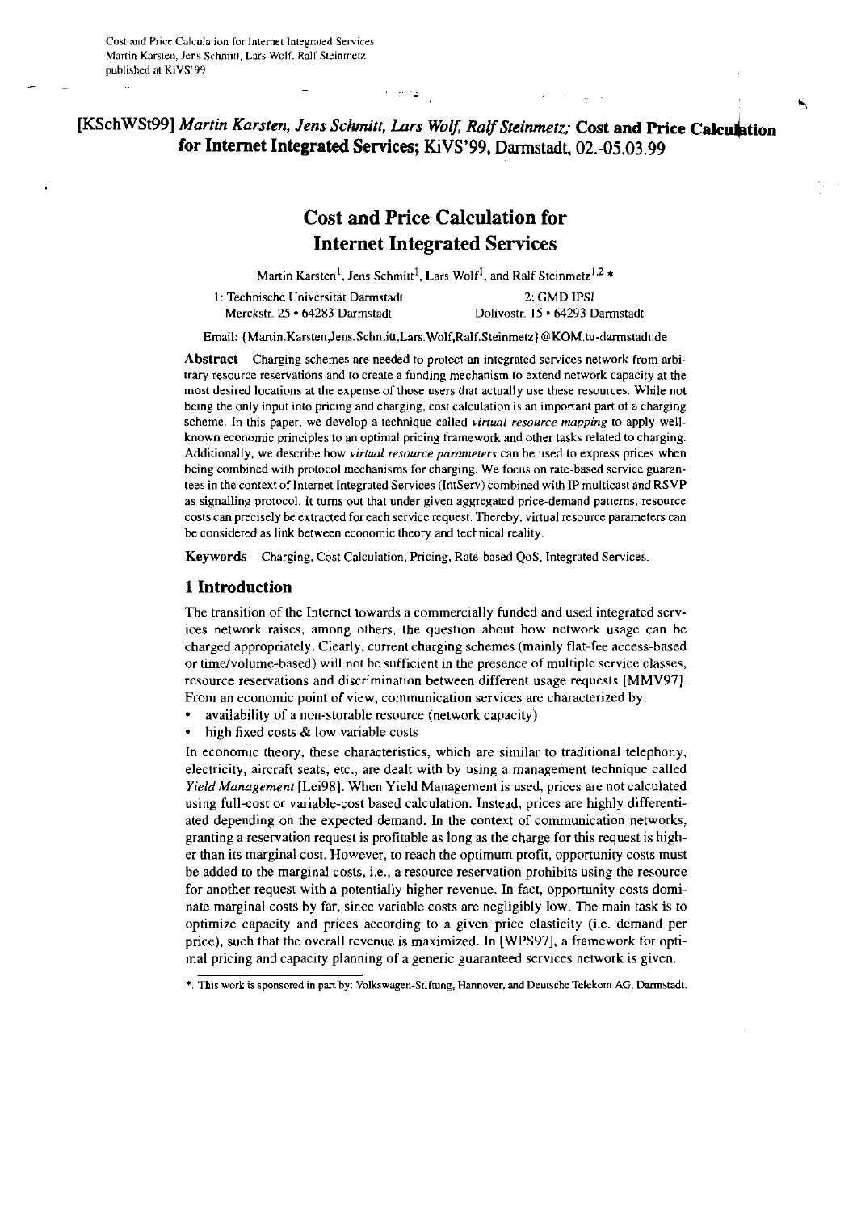[KSchWSt99] *Martin Karsten, Jens Schmitt, Lars Wolf, Ralf Steinmetz;* **Cost and Price Calculation for Internet Integrated Services; KiVS'99, Darmstadt, 02.-05.03.99**

# Cost and Price Calculation for Internet Integrated Services

Martin Karsten[1], Jens Schmitt[1], Lars Wolf[1], and Ralf Steinmetz[1,2] *

1: Technische Universität Darmstadt
Merckstr. 25 • 64283 Darmstadt

2: GMD IPSI
Dolivostr. 15 • 64293 Darmstadt

Email: {Martin.Karsten,Jens.Schmitt,Lars.Wolf,Ralf.Steinmetz}@KOM.tu-darmstadt.de

**Abstract** Charging schemes are needed to protect an integrated services network from arbitrary resource reservations and to create a funding mechanism to extend network capacity at the most desired locations at the expense of those users that actually use these resources. While not being the only input into pricing and charging, cost calculation is an important part of a charging scheme. In this paper, we develop a technique called *virtual resource mapping* to apply well-known economic principles to an optimal pricing framework and other tasks related to charging. Additionally, we describe how *virtual resource parameters* can be used to express prices when being combined with protocol mechanisms for charging. We focus on rate-based service guarantees in the context of Internet Integrated Services (IntServ) combined with IP multicast and RSVP as signalling protocol. It turns out that under given aggregated price-demand patterns, resource costs can precisely be extracted for each service request. Thereby, virtual resource parameters can be considered as link between economic theory and technical reality.

**Keywords** Charging, Cost Calculation, Pricing, Rate-based QoS, Integrated Services.

## 1 Introduction

The transition of the Internet towards a commercially funded and used integrated services network raises, among others, the question about how network usage can be charged appropriately. Clearly, current charging schemes (mainly flat-fee access-based or time/volume-based) will not be sufficient in the presence of multiple service classes, resource reservations and discrimination between different usage requests [MMV97]. From an economic point of view, communication services are characterized by:

- availability of a non-storable resource (network capacity)
- high fixed costs & low variable costs

In economic theory, these characteristics, which are similar to traditional telephony, electricity, aircraft seats, etc., are dealt with by using a management technique called *Yield Management* [Lei98]. When Yield Management is used, prices are not calculated using full-cost or variable-cost based calculation. Instead, prices are highly differentiated depending on the expected demand. In the context of communication networks, granting a reservation request is profitable as long as the charge for this request is higher than its marginal cost. However, to reach the optimum profit, opportunity costs must be added to the marginal costs, i.e., a resource reservation prohibits using the resource for another request with a potentially higher revenue. In fact, opportunity costs dominate marginal costs by far, since variable costs are negligibly low. The main task is to optimize capacity and prices according to a given price elasticity (i.e. demand per price), such that the overall revenue is maximized. In [WPS97], a framework for optimal pricing and capacity planning of a generic guaranteed services network is given.

*: This work is sponsored in part by: Volkswagen-Stiftung, Hannover, and Deutsche Telekom AG, Darmstadt.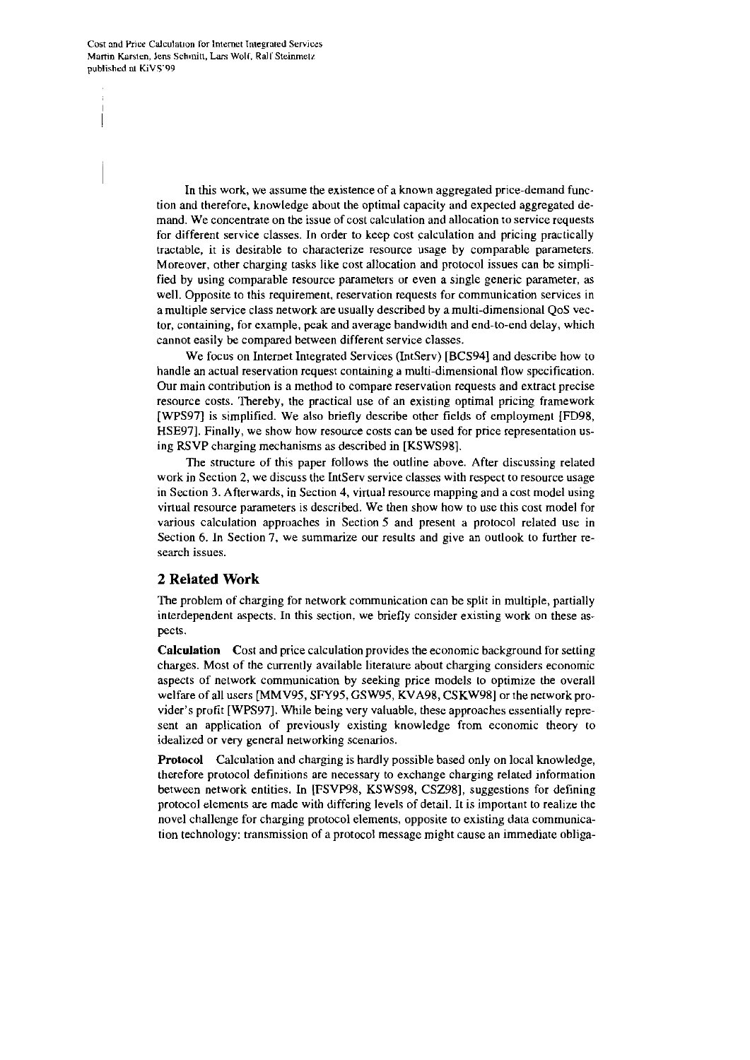In this work, we assume the existence of a known aggregated price-demand function and therefore, knowledge about the optimal capacity and expected aggregated demand. We concentrate on the issue of cost calculation and allocation to service requests for different service classes. In order to keep cost calculation and pricing practically tractable, it is desirable to characterize resource usage by comparable parameters. Moreover, other charging tasks like cost allocation and protocol issues can be simplified by using comparable resource parameters or even a single generic parameter, as well. Opposite to this requirement, reservation requests for communication services in a multiple service class network are usually described by a multi-dimensional QoS vector, containing, for example, peak and average bandwidth and end-to-end delay, which cannot easily be compared between different service classes.

We focus on Internet Integrated Services (IntServ) [BCS94] and describe how to handle an actual reservation request containing a multi-dimensional flow specification. Our main contribution is a method to compare reservation requests and extract precise resource costs. Thereby, the practical use of an existing optimal pricing framework [WPS97] is simplified. We also briefly describe other fields of employment [FD98, HSE97]. Finally, we show how resource costs can be used for price representation using RSVP charging mechanisms as described in [KSWS98].

The structure of this paper follows the outline above. After discussing related work in Section 2, we discuss the IntServ service classes with respect to resource usage in Section 3. Afterwards, in Section 4, virtual resource mapping and a cost model using virtual resource parameters is described. We then show how to use this cost model for various calculation approaches in Section 5 and present a protocol related use in Section 6. In Section 7, we summarize our results and give an outlook to further research issues.

## 2 Related Work

The problem of charging for network communication can be split in multiple, partially interdependent aspects. In this section, we briefly consider existing work on these aspects.

**Calculation** Cost and price calculation provides the economic background for setting charges. Most of the currently available literature about charging considers economic aspects of network communication by seeking price models to optimize the overall welfare of all users [MMV95, SFY95, GSW95, KVA98, CSKW98] or the network provider's profit [WPS97]. While being very valuable, these approaches essentially represent an application of previously existing knowledge from economic theory to idealized or very general networking scenarios.

**Protocol** Calculation and charging is hardly possible based only on local knowledge, therefore protocol definitions are necessary to exchange charging related information between network entities. In [FSVP98, KSWS98, CSZ98], suggestions for defining protocol elements are made with differing levels of detail. It is important to realize the novel challenge for charging protocol elements, opposite to existing data communication technology: transmission of a protocol message might cause an immediate obliga-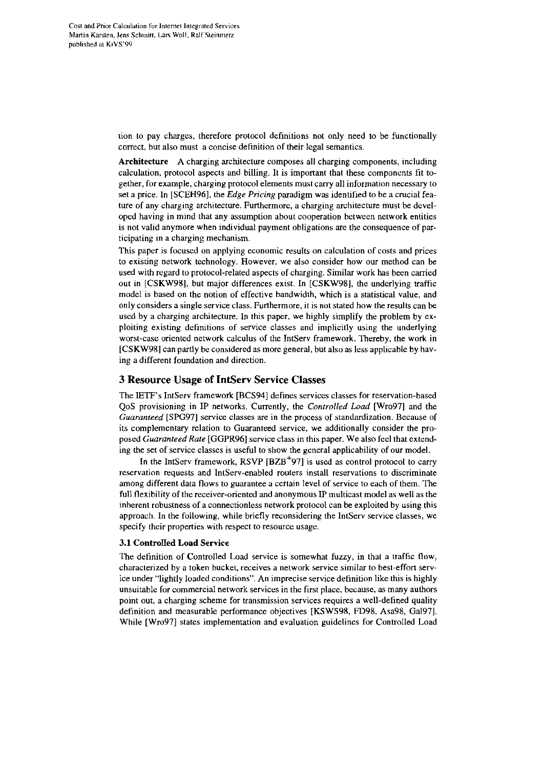tion to pay charges, therefore protocol definitions not only need to be functionally correct, but also must a concise definition of their legal semantics.

**Architecture** A charging architecture composes all charging components, including calculation, protocol aspects and billing. It is important that these components fit together, for example, charging protocol elements must carry all information necessary to set a price. In [SCEH96], the *Edge Pricing* paradigm was identified to be a crucial feature of any charging architecture. Furthermore, a charging architecture must be developed having in mind that any assumption about cooperation between network entities is not valid anymore when individual payment obligations are the consequence of participating in a charging mechanism.

This paper is focused on applying economic results on calculation of costs and prices to existing network technology. However, we also consider how our method can be used with regard to protocol-related aspects of charging. Similar work has been carried out in [CSKW98], but major differences exist. In [CSKW98], the underlying traffic model is based on the notion of effective bandwidth, which is a statistical value, and only considers a single service class. Furthermore, it is not stated how the results can be used by a charging architecture. In this paper, we highly simplify the problem by exploiting existing definitions of service classes and implicitly using the underlying worst-case oriented network calculus of the IntServ framework. Thereby, the work in [CSKW98] can partly be considered as more general, but also as less applicable by having a different foundation and direction.

## 3 Resource Usage of IntServ Service Classes

The IETF's IntServ framework [BCS94] defines services classes for reservation-based QoS provisioning in IP networks. Currently, the *Controlled Load* [Wro97] and the *Guaranteed* [SPG97] service classes are in the process of standardization. Because of its complementary relation to Guaranteed service, we additionally consider the proposed *Guaranteed Rate* [GGPR96] service class in this paper. We also feel that extending the set of service classes is useful to show the general applicability of our model.

In the IntServ framework, RSVP [BZB+97] is used as control protocol to carry reservation requests and IntServ-enabled routers install reservations to discriminate among different data flows to guarantee a certain level of service to each of them. The full flexibility of the receiver-oriented and anonymous IP multicast model as well as the inherent robustness of a connectionless network protocol can be exploited by using this approach. In the following, while briefly reconsidering the IntServ service classes, we specify their properties with respect to resource usage.

### 3.1 Controlled Load Service

The definition of Controlled Load service is somewhat fuzzy, in that a traffic flow, characterized by a token bucket, receives a network service similar to best-effort service under "lightly loaded conditions". An imprecise service definition like this is highly unsuitable for commercial network services in the first place, because, as many authors point out, a charging scheme for transmission services requires a well-defined quality definition and measurable performance objectives [KSWS98, FD98, Asa98, Gal97]. While [Wro97] states implementation and evaluation guidelines for Controlled Load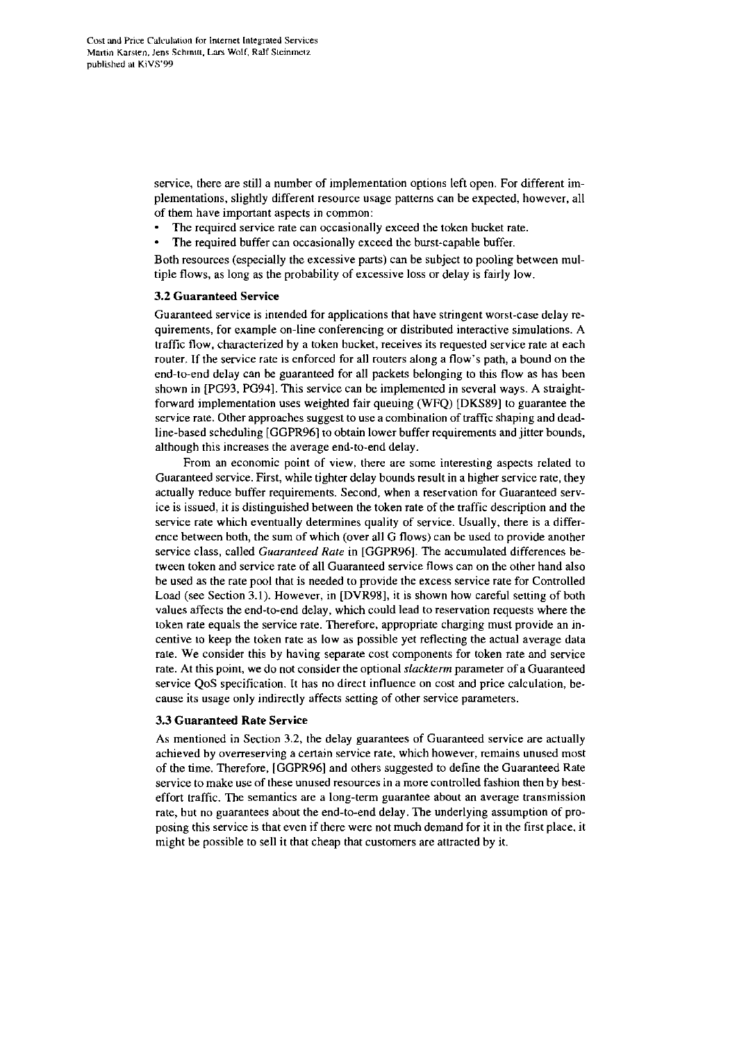service, there are still a number of implementation options left open. For different implementations, slightly different resource usage patterns can be expected, however, all of them have important aspects in common:

- The required service rate can occasionally exceed the token bucket rate.
- The required buffer can occasionally exceed the burst-capable buffer.

Both resources (especially the excessive parts) can be subject to pooling between multiple flows, as long as the probability of excessive loss or delay is fairly low.

### 3.2 Guaranteed Service

Guaranteed service is intended for applications that have stringent worst-case delay requirements, for example on-line conferencing or distributed interactive simulations. A traffic flow, characterized by a token bucket, receives its requested service rate at each router. If the service rate is enforced for all routers along a flow's path, a bound on the end-to-end delay can be guaranteed for all packets belonging to this flow as has been shown in [PG93, PG94]. This service can be implemented in several ways. A straightforward implementation uses weighted fair queuing (WFQ) [DKS89] to guarantee the service rate. Other approaches suggest to use a combination of traffic shaping and deadline-based scheduling [GGPR96] to obtain lower buffer requirements and jitter bounds, although this increases the average end-to-end delay.

From an economic point of view, there are some interesting aspects related to Guaranteed service. First, while tighter delay bounds result in a higher service rate, they actually reduce buffer requirements. Second, when a reservation for Guaranteed service is issued, it is distinguished between the token rate of the traffic description and the service rate which eventually determines quality of service. Usually, there is a difference between both, the sum of which (over all G flows) can be used to provide another service class, called *Guaranteed Rate* in [GGPR96]. The accumulated differences between token and service rate of all Guaranteed service flows can on the other hand also be used as the rate pool that is needed to provide the excess service rate for Controlled Load (see Section 3.1). However, in [DVR98], it is shown how careful setting of both values affects the end-to-end delay, which could lead to reservation requests where the token rate equals the service rate. Therefore, appropriate charging must provide an incentive to keep the token rate as low as possible yet reflecting the actual average data rate. We consider this by having separate cost components for token rate and service rate. At this point, we do not consider the optional *slackterm* parameter of a Guaranteed service QoS specification. It has no direct influence on cost and price calculation, because its usage only indirectly affects setting of other service parameters.

### 3.3 Guaranteed Rate Service

As mentioned in Section 3.2, the delay guarantees of Guaranteed service are actually achieved by overreserving a certain service rate, which however, remains unused most of the time. Therefore, [GGPR96] and others suggested to define the Guaranteed Rate service to make use of these unused resources in a more controlled fashion then by best-effort traffic. The semantics are a long-term guarantee about an average transmission rate, but no guarantees about the end-to-end delay. The underlying assumption of proposing this service is that even if there were not much demand for it in the first place, it might be possible to sell it that cheap that customers are attracted by it.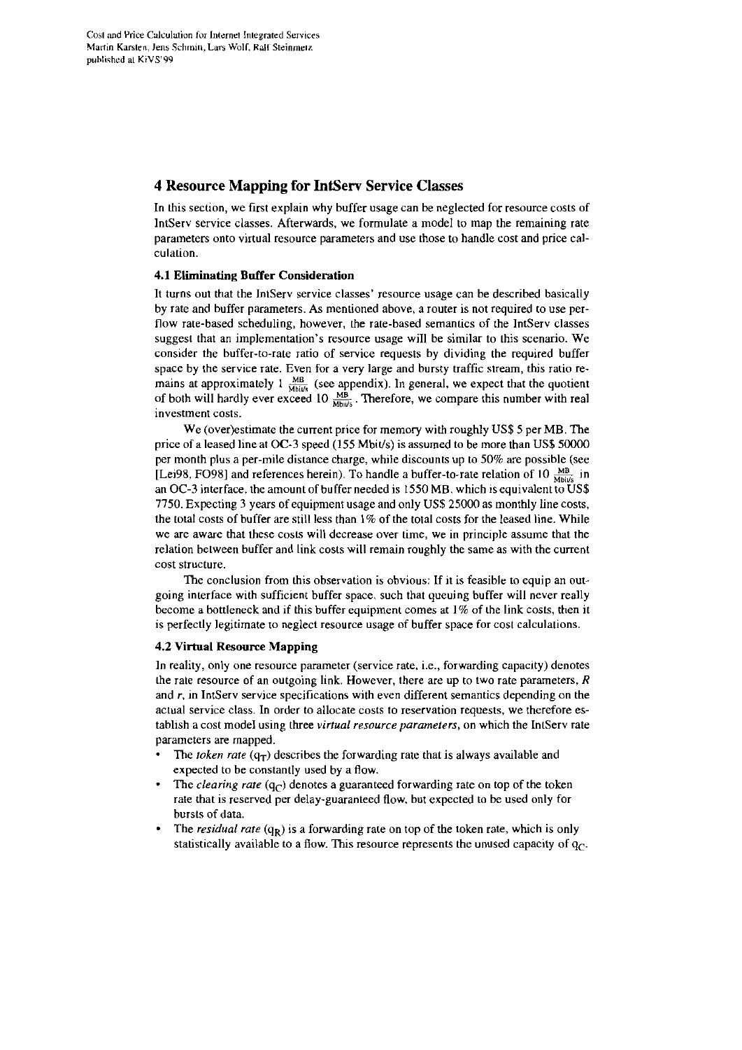## 4 Resource Mapping for IntServ Service Classes

In this section, we first explain why buffer usage can be neglected for resource costs of IntServ service classes. Afterwards, we formulate a model to map the remaining rate parameters onto virtual resource parameters and use those to handle cost and price calculation.

### 4.1 Eliminating Buffer Consideration

It turns out that the IntServ service classes' resource usage can be described basically by rate and buffer parameters. As mentioned above, a router is not required to use per-flow rate-based scheduling, however, the rate-based semantics of the IntServ classes suggest that an implementation's resource usage will be similar to this scenario. We consider the buffer-to-rate ratio of service requests by dividing the required buffer space by the service rate. Even for a very large and bursty traffic stream, this ratio remains at approximately 1 $\frac{MB}{Mbit/s}$ (see appendix). In general, we expect that the quotient of both will hardly ever exceed 10 $\frac{MB}{Mbit/s}$. Therefore, we compare this number with real investment costs.

We (over)estimate the current price for memory with roughly US$ 5 per MB. The price of a leased line at OC-3 speed (155 Mbit/s) is assumed to be more than US$ 50000 per month plus a per-mile distance charge, while discounts up to 50% are possible (see [Lei98, FO98] and references herein). To handle a buffer-to-rate relation of 10 $\frac{MB}{Mbit/s}$ in an OC-3 interface, the amount of buffer needed is 1550 MB, which is equivalent to US$ 7750. Expecting 3 years of equipment usage and only US$ 25000 as monthly line costs, the total costs of buffer are still less than 1% of the total costs for the leased line. While we are aware that these costs will decrease over time, we in principle assume that the relation between buffer and link costs will remain roughly the same as with the current cost structure.

The conclusion from this observation is obvious: If it is feasible to equip an outgoing interface with sufficient buffer space, such that queuing buffer will never really become a bottleneck and if this buffer equipment comes at 1% of the link costs, then it is perfectly legitimate to neglect resource usage of buffer space for cost calculations.

### 4.2 Virtual Resource Mapping

In reality, only one resource parameter (service rate, i.e., forwarding capacity) denotes the rate resource of an outgoing link. However, there are up to two rate parameters, $R$ and $r$, in IntServ service specifications with even different semantics depending on the actual service class. In order to allocate costs to reservation requests, we therefore establish a cost model using three *virtual resource parameters*, on which the IntServ rate parameters are mapped.

- The *token rate* ($q_T$) describes the forwarding rate that is always available and expected to be constantly used by a flow.
- The *clearing rate* ($q_C$) denotes a guaranteed forwarding rate on top of the token rate that is reserved per delay-guaranteed flow, but expected to be used only for bursts of data.
- The *residual rate* ($q_R$) is a forwarding rate on top of the token rate, which is only statistically available to a flow. This resource represents the unused capacity of $q_C$.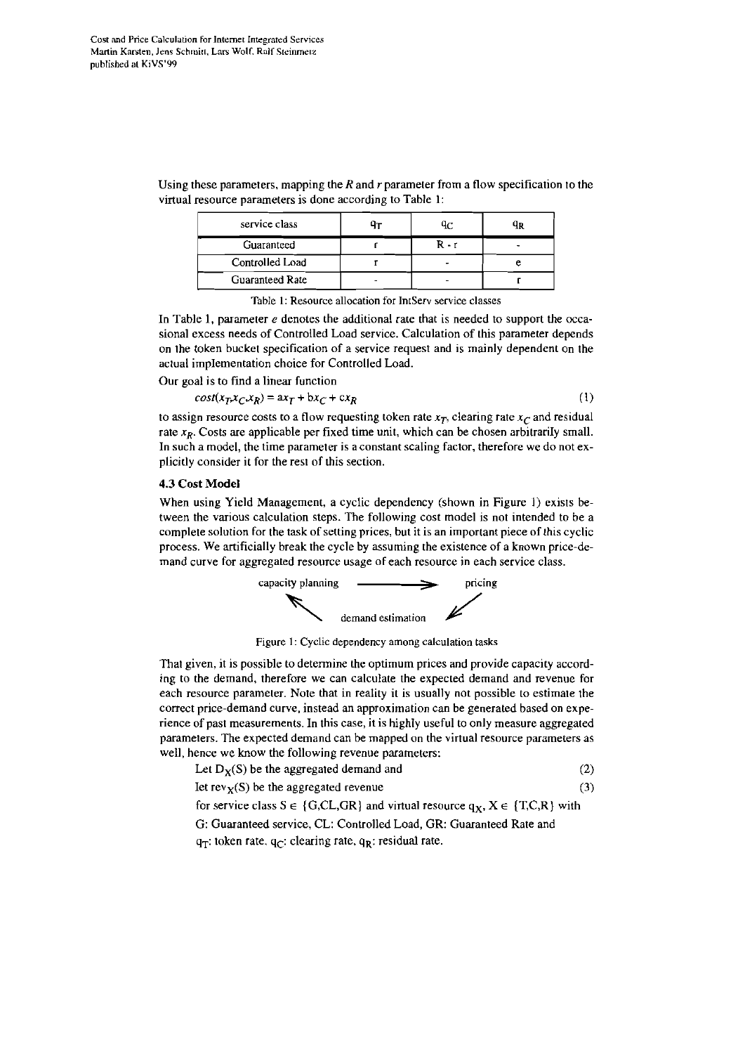Using these parameters, mapping the $R$ and $r$ parameter from a flow specification to the virtual resource parameters is done according to Table 1:

| service class | $q_T$ | $q_C$ | $q_R$ |
|---|---|---|---|
| Guaranteed | r | R - r | - |
| Controlled Load | r | - | e |
| Guaranteed Rate | - | - | r |

Table 1: Resource allocation for IntServ service classes

In Table 1, parameter $e$ denotes the additional rate that is needed to support the occasional excess needs of Controlled Load service. Calculation of this parameter depends on the token bucket specification of a service request and is mainly dependent on the actual implementation choice for Controlled Load.

Our goal is to find a linear function

$$cost(x_T, x_C, x_R) = ax_T + bx_C + cx_R \tag{1}$$

to assign resource costs to a flow requesting token rate $x_T$, clearing rate $x_C$ and residual rate $x_R$. Costs are applicable per fixed time unit, which can be chosen arbitrarily small. In such a model, the time parameter is a constant scaling factor, therefore we do not explicitly consider it for the rest of this section.

### 4.3 Cost Model

When using Yield Management, a cyclic dependency (shown in Figure 1) exists between the various calculation steps. The following cost model is not intended to be a complete solution for the task of setting prices, but it is an important piece of this cyclic process. We artificially break the cycle by assuming the existence of a known price-demand curve for aggregated resource usage of each resource in each service class.

capacity planning → pricing → demand estimation → capacity planning

Figure 1: Cyclic dependency among calculation tasks

That given, it is possible to determine the optimum prices and provide capacity according to the demand, therefore we can calculate the expected demand and revenue for each resource parameter. Note that in reality it is usually not possible to estimate the correct price-demand curve, instead an approximation can be generated based on experience of past measurements. In this case, it is highly useful to only measure aggregated parameters. The expected demand can be mapped on the virtual resource parameters as well, hence we know the following revenue parameters:

Let $D_X(S)$ be the aggregated demand and (2)

let $rev_X(S)$ be the aggregated revenue (3)

for service class $S \in \{G, CL, GR\}$ and virtual resource $q_X$, $X \in \{T, C, R\}$ with

G: Guaranteed service, CL: Controlled Load, GR: Guaranteed Rate and

$q_T$: token rate, $q_C$: clearing rate, $q_R$: residual rate.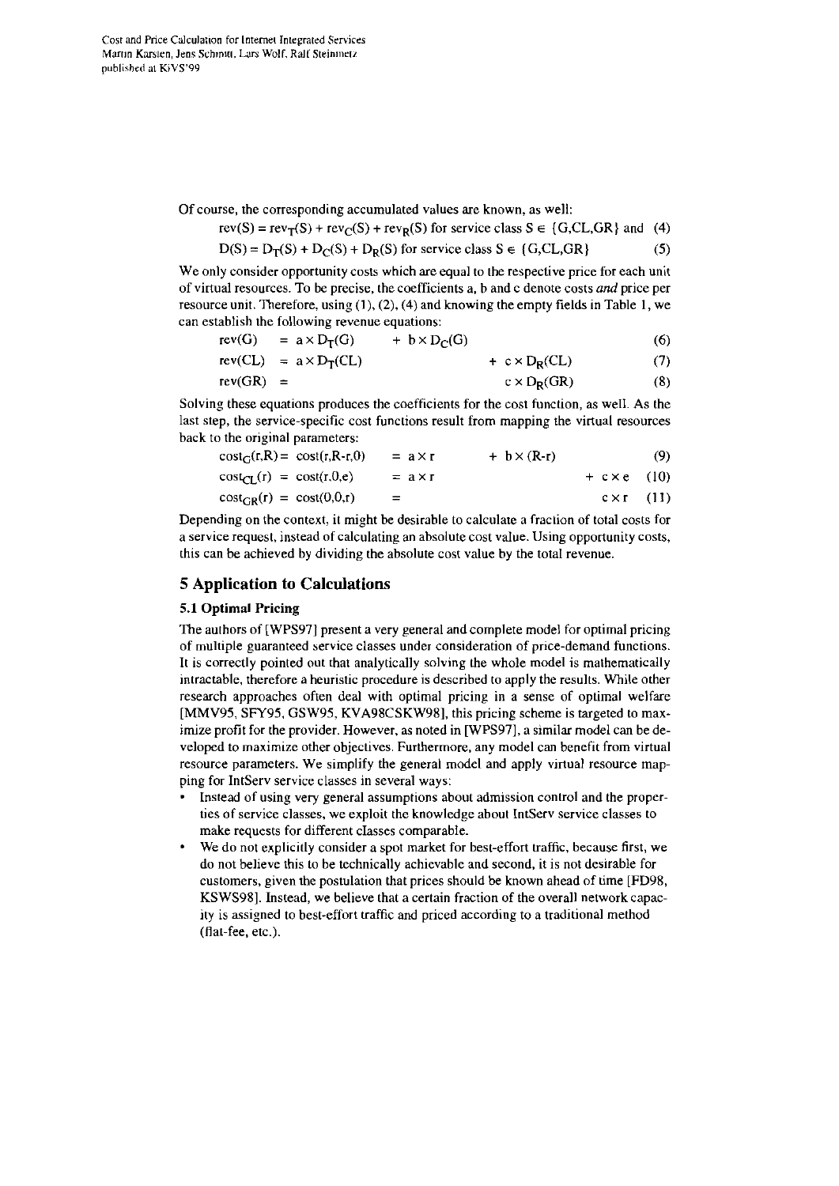Of course, the corresponding accumulated values are known, as well:

$$\text{rev}(S) = \text{rev}_T(S) + \text{rev}_C(S) + \text{rev}_R(S) \text{ for service class } S \in \{G, CL, GR\} \text{ and} \quad (4)$$

$$D(S) = D_T(S) + D_C(S) + D_R(S) \text{ for service class } S \in \{G, CL, GR\} \quad (5)$$

We only consider opportunity costs which are equal to the respective price for each unit of virtual resources. To be precise, the coefficients a, b and c denote costs *and* price per resource unit. Therefore, using (1), (2), (4) and knowing the empty fields in Table 1, we can establish the following revenue equations:

$$\text{rev}(G) = a \times D_T(G) + b \times D_C(G) \quad (6)$$

$$\text{rev}(CL) = a \times D_T(CL) + c \times D_R(CL) \quad (7)$$

$$\text{rev}(GR) = c \times D_R(GR) \quad (8)$$

Solving these equations produces the coefficients for the cost function, as well. As the last step, the service-specific cost functions result from mapping the virtual resources back to the original parameters:

$$\text{cost}_G(r,R) = \text{cost}(r, R-r, 0) = a \times r + b \times (R-r) \quad (9)$$

$$\text{cost}_{CL}(r) = \text{cost}(r, 0, e) = a \times r + c \times e \quad (10)$$

$$\text{cost}_{GR}(r) = \text{cost}(0, 0, r) = c \times r \quad (11)$$

Depending on the context, it might be desirable to calculate a fraction of total costs for a service request, instead of calculating an absolute cost value. Using opportunity costs, this can be achieved by dividing the absolute cost value by the total revenue.

## 5 Application to Calculations

### 5.1 Optimal Pricing

The authors of [WPS97] present a very general and complete model for optimal pricing of multiple guaranteed service classes under consideration of price-demand functions. It is correctly pointed out that analytically solving the whole model is mathematically intractable, therefore a heuristic procedure is described to apply the results. While other research approaches often deal with optimal pricing in a sense of optimal welfare [MMV95, SFY95, GSW95, KVA98CSKW98], this pricing scheme is targeted to maximize profit for the provider. However, as noted in [WPS97], a similar model can be developed to maximize other objectives. Furthermore, any model can benefit from virtual resource parameters. We simplify the general model and apply virtual resource mapping for IntServ service classes in several ways:

- Instead of using very general assumptions about admission control and the properties of service classes, we exploit the knowledge about IntServ service classes to make requests for different classes comparable.
- We do not explicitly consider a spot market for best-effort traffic, because first, we do not believe this to be technically achievable and second, it is not desirable for customers, given the postulation that prices should be known ahead of time [FD98, KSWS98]. Instead, we believe that a certain fraction of the overall network capacity is assigned to best-effort traffic and priced according to a traditional method (flat-fee, etc.).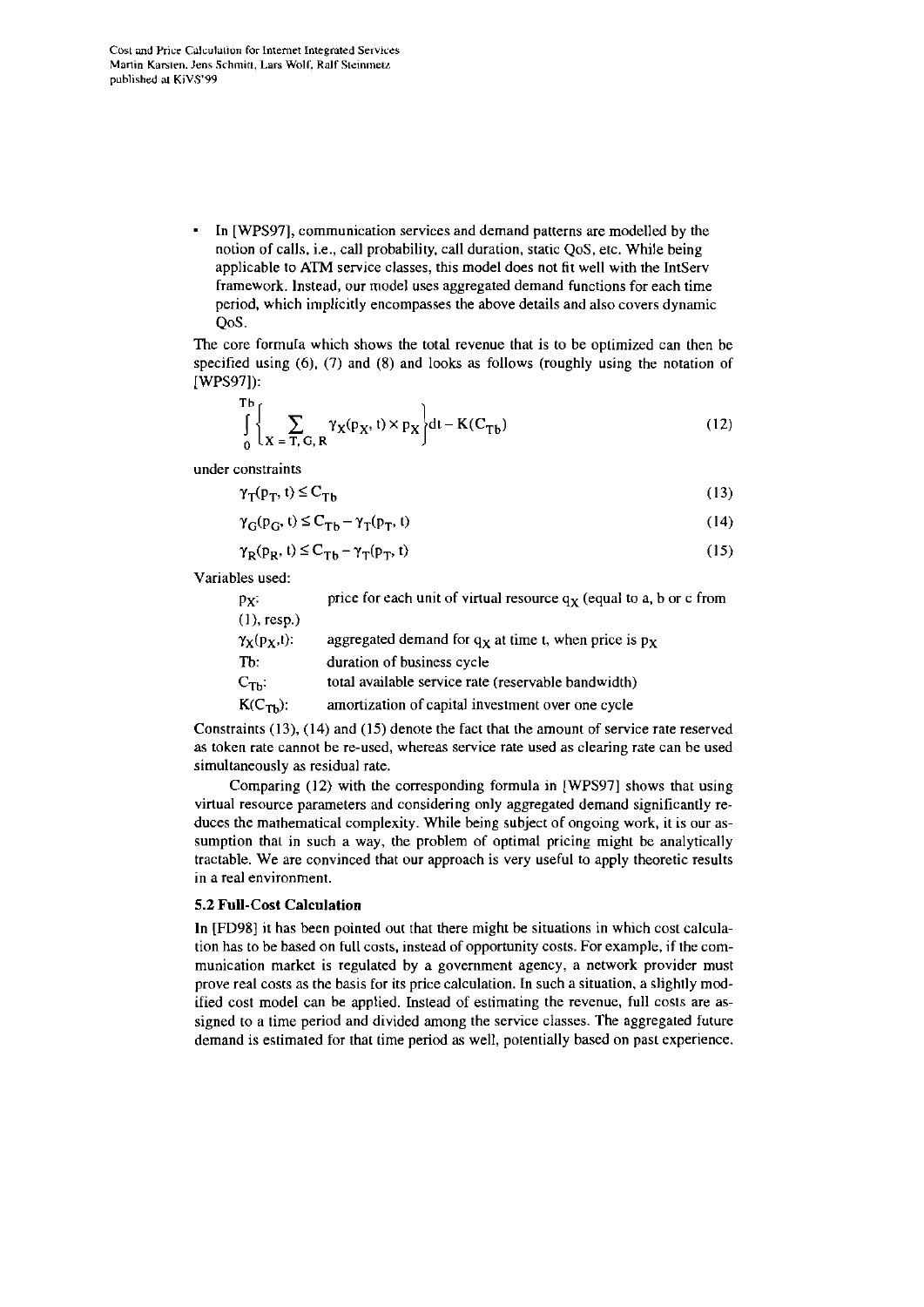- In [WPS97], communication services and demand patterns are modelled by the notion of calls, i.e., call probability, call duration, static QoS, etc. While being applicable to ATM service classes, this model does not fit well with the IntServ framework. Instead, our model uses aggregated demand functions for each time period, which implicitly encompasses the above details and also covers dynamic QoS.

The core formula which shows the total revenue that is to be optimized can then be specified using (6), (7) and (8) and looks as follows (roughly using the notation of [WPS97]):

$$\int_0^{Tb} \left\{ \sum_{X = T, G, R} \gamma_X(p_X, t) \times p_X \right\} dt - K(C_{Tb}) \tag{12}$$

under constraints

$$\gamma_T(p_T, t) \le C_{Tb} \tag{13}$$

$$\gamma_G(p_G, t) \le C_{Tb} - \gamma_T(p_T, t) \tag{14}$$

$$\gamma_R(p_R, t) \le C_{Tb} - \gamma_T(p_T, t) \tag{15}$$

Variables used:

| | |
|---|---|
| $p_X$: | price for each unit of virtual resource $q_X$ (equal to a, b or c from (1), resp.) |
| $\gamma_X(p_X, t)$: | aggregated demand for $q_X$ at time t, when price is $p_X$ |
| Tb: | duration of business cycle |
| $C_{Tb}$: | total available service rate (reservable bandwidth) |
| $K(C_{Tb})$: | amortization of capital investment over one cycle |

Constraints (13), (14) and (15) denote the fact that the amount of service rate reserved as token rate cannot be re-used, whereas service rate used as clearing rate can be used simultaneously as residual rate.

Comparing (12) with the corresponding formula in [WPS97] shows that using virtual resource parameters and considering only aggregated demand significantly reduces the mathematical complexity. While being subject of ongoing work, it is our assumption that in such a way, the problem of optimal pricing might be analytically tractable. We are convinced that our approach is very useful to apply theoretic results in a real environment.

### 5.2 Full-Cost Calculation

In [FD98] it has been pointed out that there might be situations in which cost calculation has to be based on full costs, instead of opportunity costs. For example, if the communication market is regulated by a government agency, a network provider must prove real costs as the basis for its price calculation. In such a situation, a slightly modified cost model can be applied. Instead of estimating the revenue, full costs are assigned to a time period and divided among the service classes. The aggregated future demand is estimated for that time period as well, potentially based on past experience.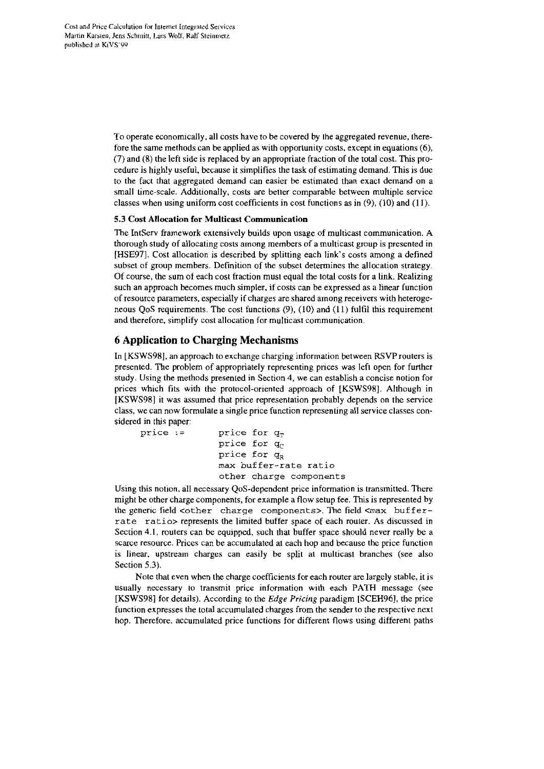To operate economically, all costs have to be covered by the aggregated revenue, therefore the same methods can be applied as with opportunity costs, except in equations (6), (7) and (8) the left side is replaced by an appropriate fraction of the total cost. This procedure is highly useful, because it simplifies the task of estimating demand. This is due to the fact that aggregated demand can easier be estimated than exact demand on a small time-scale. Additionally, costs are better comparable between multiple service classes when using uniform cost coefficients in cost functions as in (9), (10) and (11).

### 5.3 Cost Allocation for Multicast Communication

The IntServ framework extensively builds upon usage of multicast communication. A thorough study of allocating costs among members of a multicast group is presented in [HSE97]. Cost allocation is described by splitting each link's costs among a defined subset of group members. Definition of the subset determines the allocation strategy. Of course, the sum of each cost fraction must equal the total costs for a link. Realizing such an approach becomes much simpler, if costs can be expressed as a linear function of resource parameters, especially if charges are shared among receivers with heterogeneous QoS requirements. The cost functions (9), (10) and (11) fulfil this requirement and therefore, simplify cost allocation for multicast communication.

## 6 Application to Charging Mechanisms

In [KSWS98], an approach to exchange charging information between RSVP routers is presented. The problem of appropriately representing prices was left open for further study. Using the methods presented in Section 4, we can establish a concise notion for prices which fits with the protocol-oriented approach of [KSWS98]. Although in [KSWS98] it was assumed that price representation probably depends on the service class, we can now formulate a single price function representing all service classes considered in this paper:

```
price :=      price for qT
              price for qC
              price for qR
              max buffer-rate ratio
              other charge components
```

Using this notion, all necessary QoS-dependent price information is transmitted. There might be other charge components, for example a flow setup fee. This is represented by the generic field `<other charge components>`. The field `<max buffer-rate ratio>` represents the limited buffer space of each router. As discussed in Section 4.1, routers can be equipped, such that buffer space should never really be a scarce resource. Prices can be accumulated at each hop and because the price function is linear, upstream charges can easily be split at multicast branches (see also Section 5.3).

Note that even when the charge coefficients for each router are largely stable, it is usually necessary to transmit price information with each PATH message (see [KSWS98] for details). According to the *Edge Pricing* paradigm [SCEH96], the price function expresses the total accumulated charges from the sender to the respective next hop. Therefore, accumulated price functions for different flows using different paths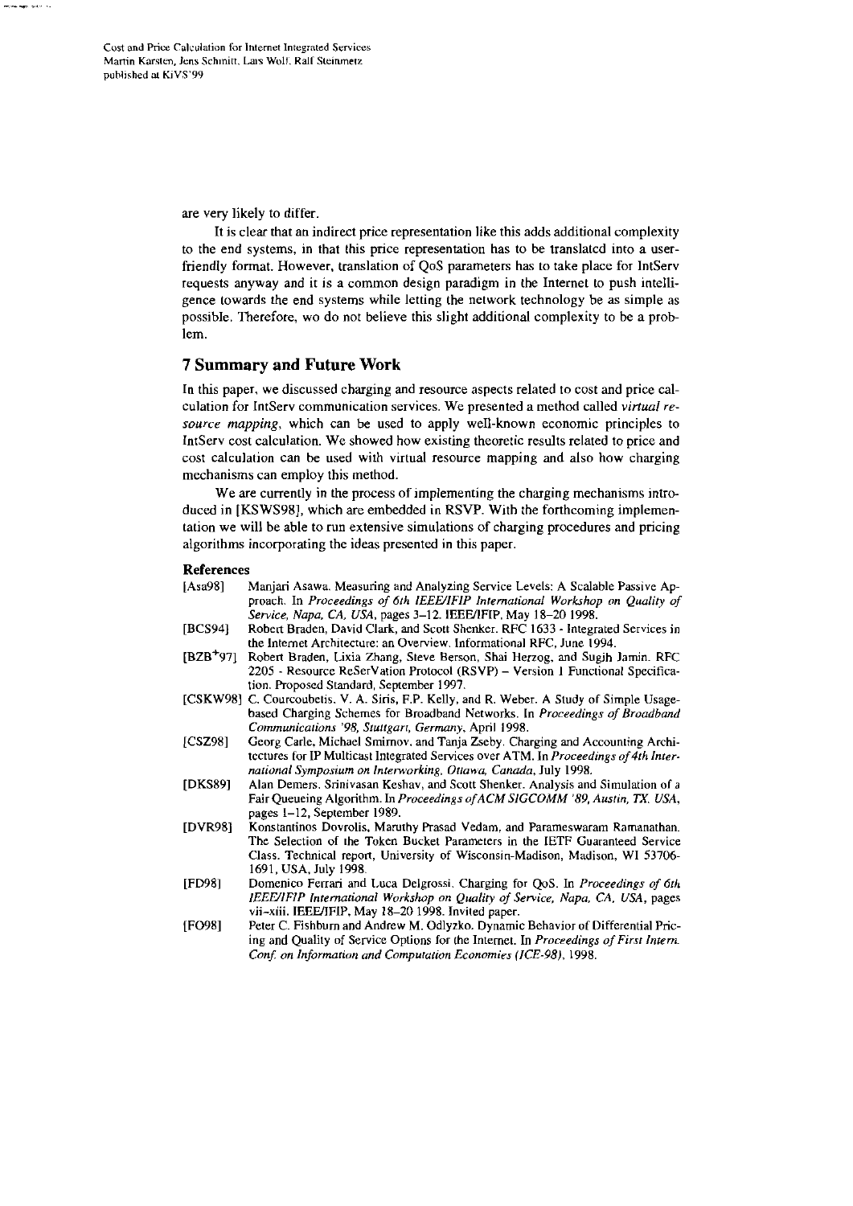are very likely to differ.

It is clear that an indirect price representation like this adds additional complexity to the end systems, in that this price representation has to be translated into a user-friendly format. However, translation of QoS parameters has to take place for IntServ requests anyway and it is a common design paradigm in the Internet to push intelligence towards the end systems while letting the network technology be as simple as possible. Therefore, wo do not believe this slight additional complexity to be a problem.

## 7 Summary and Future Work

In this paper, we discussed charging and resource aspects related to cost and price calculation for IntServ communication services. We presented a method called *virtual resource mapping*, which can be used to apply well-known economic principles to IntServ cost calculation. We showed how existing theoretic results related to price and cost calculation can be used with virtual resource mapping and also how charging mechanisms can employ this method.

We are currently in the process of implementing the charging mechanisms introduced in [KSWS98], which are embedded in RSVP. With the forthcoming implementation we will be able to run extensive simulations of charging procedures and pricing algorithms incorporating the ideas presented in this paper.

### References

- [Asa98] Manjari Asawa. Measuring and Analyzing Service Levels: A Scalable Passive Approach. In *Proceedings of 6th IEEE/IFIP International Workshop on Quality of Service, Napa, CA, USA*, pages 3–12. IEEE/IFIP, May 18–20 1998.
- [BCS94] Robert Braden, David Clark, and Scott Shenker. RFC 1633 - Integrated Services in the Internet Architecture: an Overview. Informational RFC, June 1994.
- [BZB+97] Robert Braden, Lixia Zhang, Steve Berson, Shai Herzog, and Sugih Jamin. RFC 2205 - Resource ReSerVation Protocol (RSVP) – Version 1 Functional Specification. Proposed Standard, September 1997.
- [CSKW98] C. Courcoubetis, V. A. Siris, F.P. Kelly, and R. Weber. A Study of Simple Usage-based Charging Schemes for Broadband Networks. In *Proceedings of Broadband Communications '98, Stuttgart, Germany*, April 1998.
- [CSZ98] Georg Carle, Michael Smirnov, and Tanja Zseby. Charging and Accounting Architectures for IP Multicast Integrated Services over ATM. In *Proceedings of 4th International Symposium on Interworking, Ottawa, Canada*, July 1998.
- [DKS89] Alan Demers, Srinivasan Keshav, and Scott Shenker. Analysis and Simulation of a Fair Queueing Algorithm. In *Proceedings of ACM SIGCOMM '89, Austin, TX, USA*, pages 1–12, September 1989.
- [DVR98] Konstantinos Dovrolis, Maruthy Prasad Vedam, and Parameswaram Ramanathan. The Selection of the Token Bucket Parameters in the IETF Guaranteed Service Class. Technical report, University of Wisconsin-Madison, Madison, WI 53706-1691, USA, July 1998.
- [FD98] Domenico Ferrari and Luca Delgrossi. Charging for QoS. In *Proceedings of 6th IEEE/IFIP International Workshop on Quality of Service, Napa, CA, USA*, pages vii–xiii. IEEE/IFIP, May 18–20 1998. Invited paper.
- [FO98] Peter C. Fishburn and Andrew M. Odlyzko. Dynamic Behavior of Differential Pricing and Quality of Service Options for the Internet. In *Proceedings of First Intern. Conf. on Information and Computation Economies (ICE-98)*, 1998.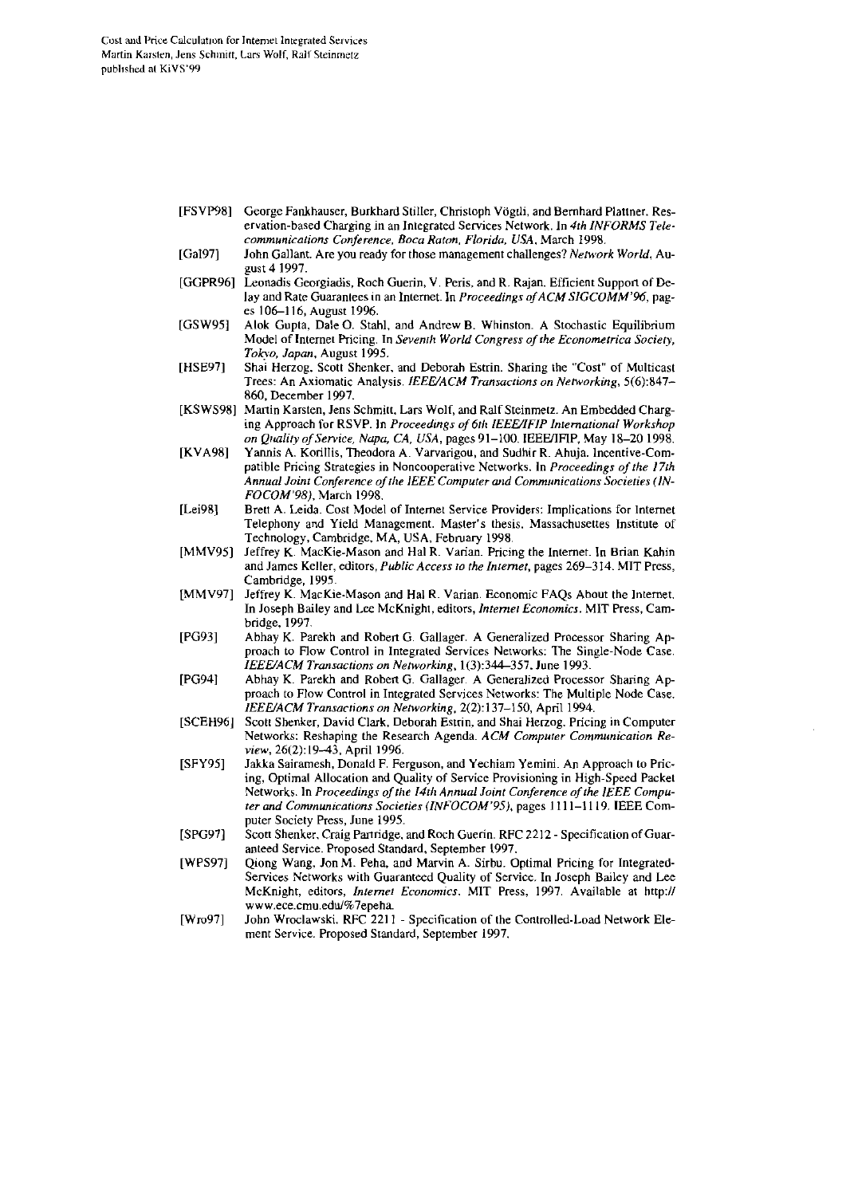[FSVP98] George Fankhauser, Burkhard Stiller, Christoph Vögtli, and Bernhard Plattner. Reservation-based Charging in an Integrated Services Network. In *4th INFORMS Telecommunications Conference, Boca Raton, Florida, USA*, March 1998.

[Gal97] John Gallant. Are you ready for those management challenges? *Network World*, August 4 1997.

[GGPR96] Leonadis Georgiadis, Roch Guerin, V. Peris, and R. Rajan. Efficient Support of Delay and Rate Guarantees in an Internet. In *Proceedings of ACM SIGCOMM'96*, pages 106–116, August 1996.

[GSW95] Alok Gupta, Dale O. Stahl, and Andrew B. Whinston. A Stochastic Equilibrium Model of Internet Pricing. In *Seventh World Congress of the Econometrica Society, Tokyo, Japan*, August 1995.

[HSE97] Shai Herzog, Scott Shenker, and Deborah Estrin. Sharing the "Cost" of Multicast Trees: An Axiomatic Analysis. *IEEE/ACM Transactions on Networking*, 5(6):847–860, December 1997.

[KSWS98] Martin Karsten, Jens Schmitt, Lars Wolf, and Ralf Steinmetz. An Embedded Charging Approach for RSVP. In *Proceedings of 6th IEEE/IFIP International Workshop on Quality of Service, Napa, CA, USA*, pages 91–100. IEEE/IFIP, May 18–20 1998.

[KVA98] Yannis A. Korillis, Theodora A. Varvarigou, and Sudhir R. Ahuja. Incentive-Compatible Pricing Strategies in Noncooperative Networks. In *Proceedings of the 17th Annual Joint Conference of the IEEE Computer and Communications Societies (INFOCOM'98)*, March 1998.

[Lei98] Brett A. Leida. Cost Model of Internet Service Providers: Implications for Internet Telephony and Yield Management. Master's thesis, Massachusettes Institute of Technology, Cambridge, MA, USA, February 1998.

[MMV95] Jeffrey K. MacKie-Mason and Hal R. Varian. Pricing the Internet. In Brian Kahin and James Keller, editors, *Public Access to the Internet*, pages 269–314. MIT Press, Cambridge, 1995.

[MMV97] Jeffrey K. MacKie-Mason and Hal R. Varian. Economic FAQs About the Internet. In Joseph Bailey and Lee McKnight, editors, *Internet Economics*. MIT Press, Cambridge, 1997.

[PG93] Abhay K. Parekh and Robert G. Gallager. A Generalized Processor Sharing Approach to Flow Control in Integrated Services Networks: The Single-Node Case. *IEEE/ACM Transactions on Networking*, 1(3):344–357, June 1993.

[PG94] Abhay K. Parekh and Robert G. Gallager. A Generalized Processor Sharing Approach to Flow Control in Integrated Services Networks: The Multiple Node Case. *IEEE/ACM Transactions on Networking*, 2(2):137–150, April 1994.

[SCEH96] Scott Shenker, David Clark, Deborah Estrin, and Shai Herzog. Pricing in Computer Networks: Reshaping the Research Agenda. *ACM Computer Communication Review*, 26(2):19–43, April 1996.

[SFY95] Jakka Sairamesh, Donald F. Ferguson, and Yechiam Yemini. An Approach to Pricing, Optimal Allocation and Quality of Service Provisioning in High-Speed Packet Networks. In *Proceedings of the 14th Annual Joint Conference of the IEEE Computer and Communications Societies (INFOCOM'95)*, pages 1111–1119. IEEE Computer Society Press, June 1995.

[SPG97] Scott Shenker, Craig Partridge, and Roch Guerin. RFC 2212 - Specification of Guaranteed Service. Proposed Standard, September 1997.

[WPS97] Qiong Wang, Jon M. Peha, and Marvin A. Sirbu. Optimal Pricing for Integrated-Services Networks with Guaranteed Quality of Service. In Joseph Bailey and Lee McKnight, editors, *Internet Economics*. MIT Press, 1997. Available at http://www.ece.cmu.edu/%7epeha.

[Wro97] John Wroclawski. RFC 2211 - Specification of the Controlled-Load Network Element Service. Proposed Standard, September 1997.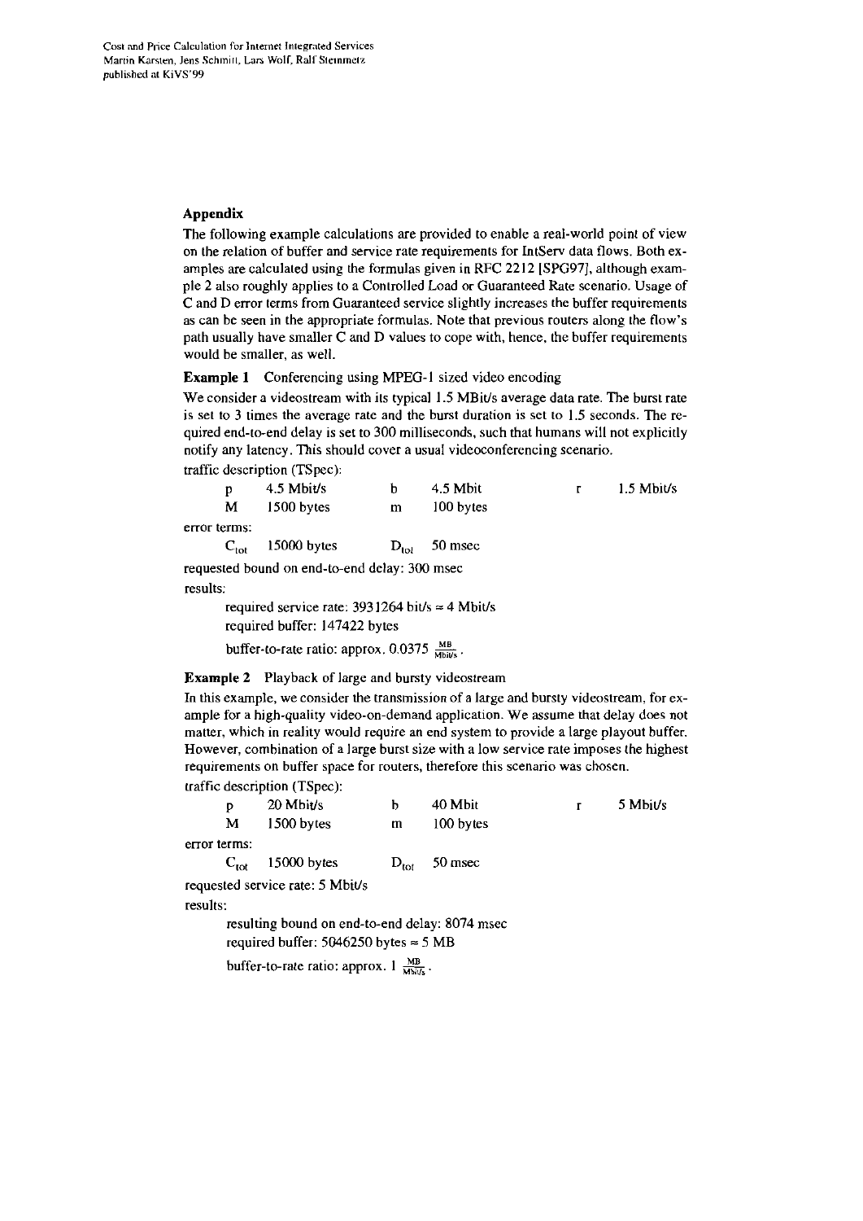## Appendix

The following example calculations are provided to enable a real-world point of view on the relation of buffer and service rate requirements for IntServ data flows. Both examples are calculated using the formulas given in RFC 2212 [SPG97], although example 2 also roughly applies to a Controlled Load or Guaranteed Rate scenario. Usage of C and D error terms from Guaranteed service slightly increases the buffer requirements as can be seen in the appropriate formulas. Note that previous routers along the flow's path usually have smaller C and D values to cope with, hence, the buffer requirements would be smaller, as well.

**Example 1** Conferencing using MPEG-1 sized video encoding

We consider a videostream with its typical 1.5 MBit/s average data rate. The burst rate is set to 3 times the average rate and the burst duration is set to 1.5 seconds. The required end-to-end delay is set to 300 milliseconds, such that humans will not explicitly notify any latency. This should cover a usual videoconferencing scenario.

traffic description (TSpec):

| | | | | | |
|---|---|---|---|---|---|
| p | 4.5 Mbit/s | b | 4.5 Mbit | r | 1.5 Mbit/s |
| M | 1500 bytes | m | 100 bytes | | |

error terms:

| | | | |
|---|---|---|---|
| $C_{tot}$ | 15000 bytes | $D_{tot}$ | 50 msec |

requested bound on end-to-end delay: 300 msec

results:

required service rate: 3931264 bit/s ≈ 4 Mbit/s
required buffer: 147422 bytes
buffer-to-rate ratio: approx. 0.0375 $\frac{\text{MB}}{\text{Mbit/s}}$.

**Example 2** Playback of large and bursty videostream

In this example, we consider the transmission of a large and bursty videostream, for example for a high-quality video-on-demand application. We assume that delay does not matter, which in reality would require an end system to provide a large playout buffer. However, combination of a large burst size with a low service rate imposes the highest requirements on buffer space for routers, therefore this scenario was chosen.

traffic description (TSpec):

| | | | | | |
|---|---|---|---|---|---|
| p | 20 Mbit/s | b | 40 Mbit | r | 5 Mbit/s |
| M | 1500 bytes | m | 100 bytes | | |

error terms:

| | | | |
|---|---|---|---|
| $C_{tot}$ | 15000 bytes | $D_{tot}$ | 50 msec |

requested service rate: 5 Mbit/s

results:

resulting bound on end-to-end delay: 8074 msec
required buffer: 5046250 bytes ≈ 5 MB
buffer-to-rate ratio: approx. 1 $\frac{\text{MB}}{\text{Mbit/s}}$.